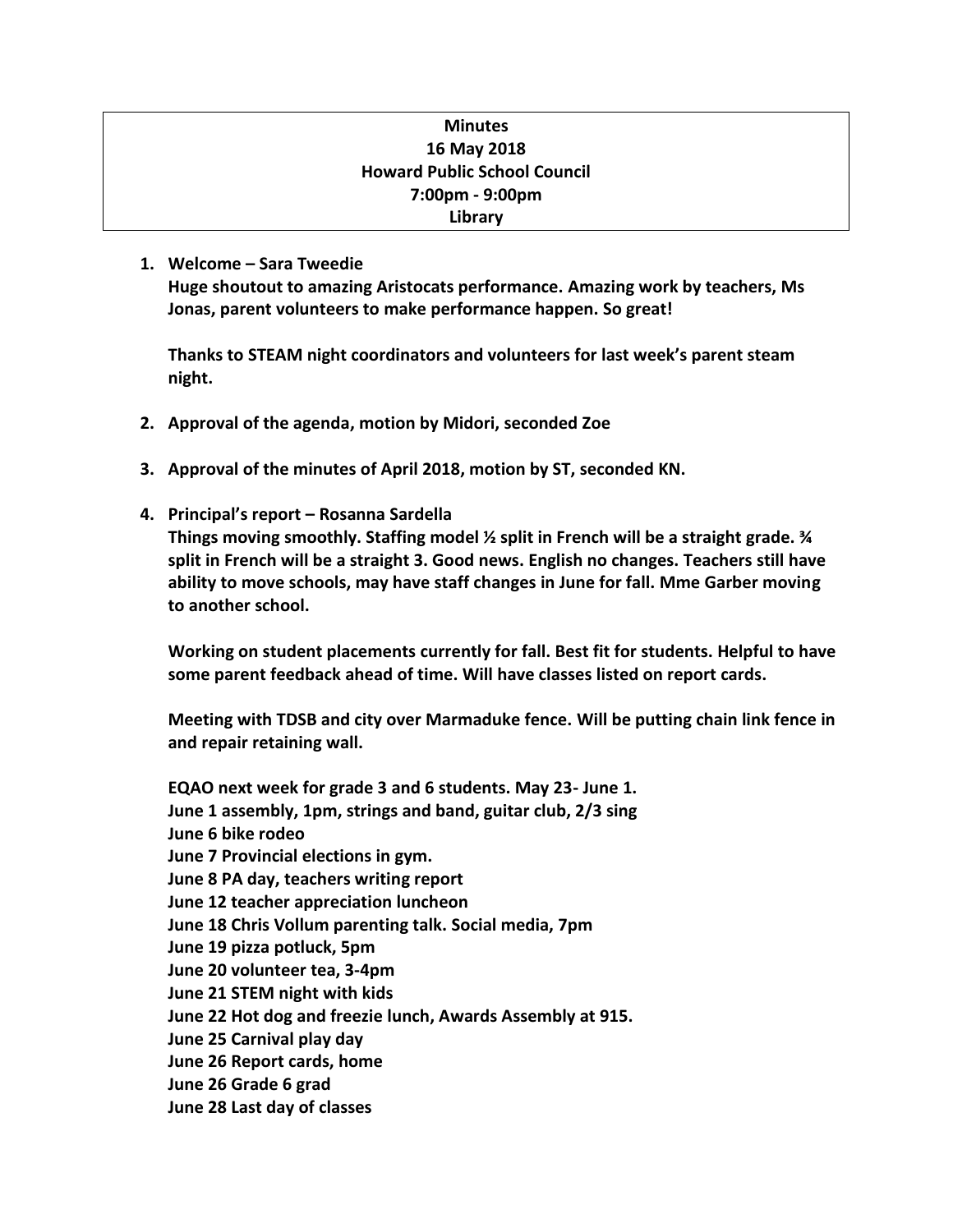**Minutes**
**16 May 2018**
**Howard Public School Council**
**7:00pm - 9:00pm**
**Library**

1. **Welcome – Sara Tweedie**
   **Huge shoutout to amazing Aristocats performance. Amazing work by teachers, Ms Jonas, parent volunteers to make performance happen. So great!**

   **Thanks to STEAM night coordinators and volunteers for last week's parent steam night.**

2. **Approval of the agenda, motion by Midori, seconded Zoe**

3. **Approval of the minutes of April 2018, motion by ST, seconded KN.**

4. **Principal's report – Rosanna Sardella**
   **Things moving smoothly. Staffing model ½ split in French will be a straight grade. ¾ split in French will be a straight 3. Good news. English no changes. Teachers still have ability to move schools, may have staff changes in June for fall. Mme Garber moving to another school.**

   **Working on student placements currently for fall. Best fit for students. Helpful to have some parent feedback ahead of time. Will have classes listed on report cards.**

   **Meeting with TDSB and city over Marmaduke fence. Will be putting chain link fence in and repair retaining wall.**

   **EQAO next week for grade 3 and 6 students. May 23- June 1.**
   **June 1 assembly, 1pm, strings and band, guitar club, 2/3 sing**
   **June 6 bike rodeo**
   **June 7 Provincial elections in gym.**
   **June 8 PA day, teachers writing report**
   **June 12 teacher appreciation luncheon**
   **June 18 Chris Vollum parenting talk. Social media, 7pm**
   **June 19 pizza potluck, 5pm**
   **June 20 volunteer tea, 3-4pm**
   **June 21 STEM night with kids**
   **June 22 Hot dog and freezie lunch, Awards Assembly at 915.**
   **June 25 Carnival play day**
   **June 26 Report cards, home**
   **June 26 Grade 6 grad**
   **June 28 Last day of classes**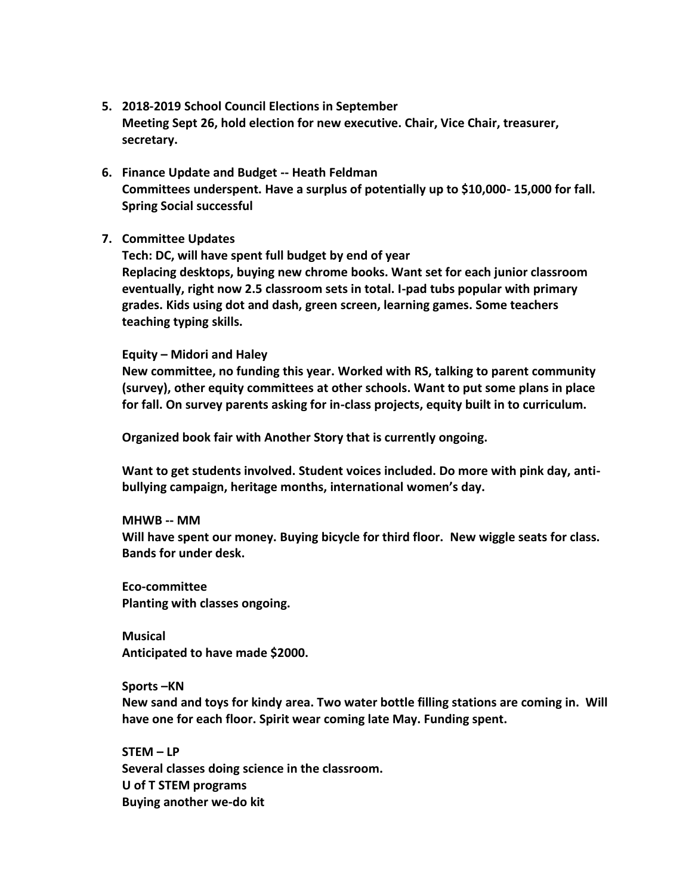5. **2018-2019 School Council Elections in September**
   **Meeting Sept 26, hold election for new executive. Chair, Vice Chair, treasurer, secretary.**

6. **Finance Update and Budget -- Heath Feldman**
   **Committees underspent. Have a surplus of potentially up to $10,000- 15,000 for fall. Spring Social successful**

7. **Committee Updates**
   **Tech: DC, will have spent full budget by end of year**
   **Replacing desktops, buying new chrome books. Want set for each junior classroom eventually, right now 2.5 classroom sets in total. I-pad tubs popular with primary grades. Kids using dot and dash, green screen, learning games. Some teachers teaching typing skills.**

   **Equity – Midori and Haley**
   **New committee, no funding this year. Worked with RS, talking to parent community (survey), other equity committees at other schools. Want to put some plans in place for fall. On survey parents asking for in-class projects, equity built in to curriculum.**

   **Organized book fair with Another Story that is currently ongoing.**

   **Want to get students involved. Student voices included. Do more with pink day, anti-bullying campaign, heritage months, international women's day.**

   **MHWB -- MM**
   **Will have spent our money. Buying bicycle for third floor. New wiggle seats for class. Bands for under desk.**

   **Eco-committee**
   **Planting with classes ongoing.**

   **Musical**
   **Anticipated to have made $2000.**

   **Sports –KN**
   **New sand and toys for kindy area. Two water bottle filling stations are coming in. Will have one for each floor. Spirit wear coming late May. Funding spent.**

   **STEM – LP**
   **Several classes doing science in the classroom.**
   **U of T STEM programs**
   **Buying another we-do kit**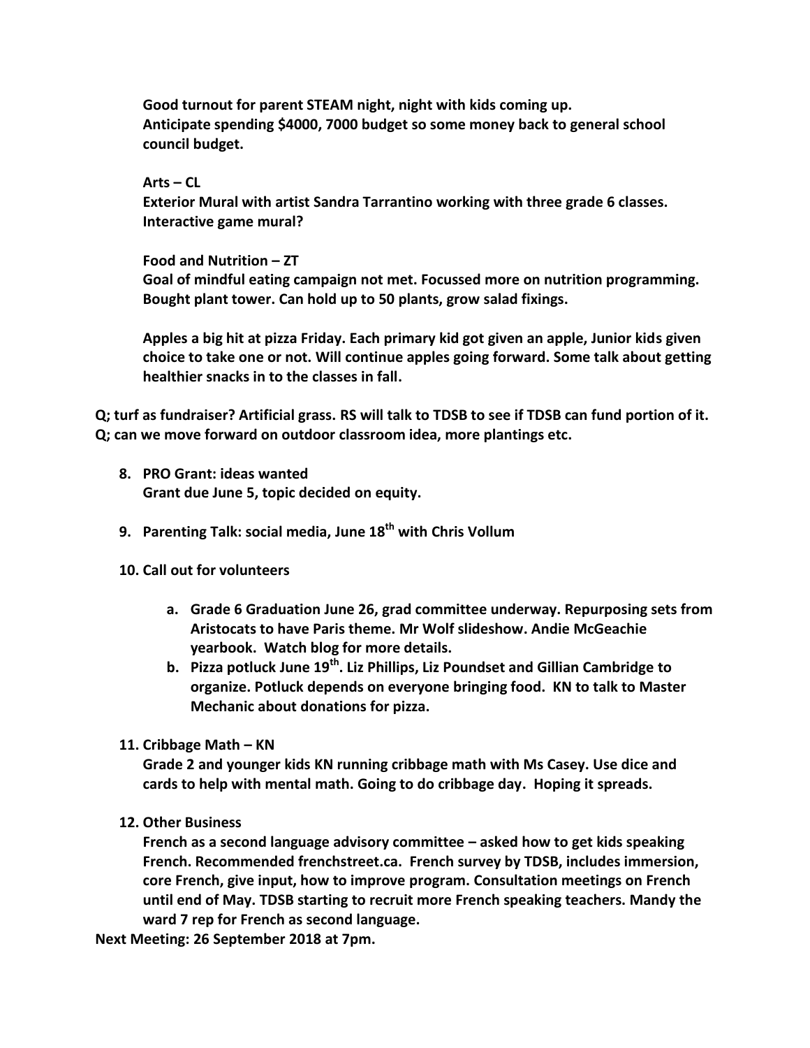**Good turnout for parent STEAM night, night with kids coming up.**
**Anticipate spending $4000, 7000 budget so some money back to general school council budget.**

**Arts – CL**
**Exterior Mural with artist Sandra Tarrantino working with three grade 6 classes. Interactive game mural?**

**Food and Nutrition – ZT**
**Goal of mindful eating campaign not met. Focussed more on nutrition programming. Bought plant tower. Can hold up to 50 plants, grow salad fixings.**

**Apples a big hit at pizza Friday. Each primary kid got given an apple, Junior kids given choice to take one or not. Will continue apples going forward. Some talk about getting healthier snacks in to the classes in fall.**

**Q; turf as fundraiser? Artificial grass. RS will talk to TDSB to see if TDSB can fund portion of it.**
**Q; can we move forward on outdoor classroom idea, more plantings etc.**

8. **PRO Grant: ideas wanted**
   **Grant due June 5, topic decided on equity.**

9. **Parenting Talk: social media, June 18th with Chris Vollum**

10. **Call out for volunteers**

    a. **Grade 6 Graduation June 26, grad committee underway. Repurposing sets from Aristocats to have Paris theme. Mr Wolf slideshow. Andie McGeachie yearbook. Watch blog for more details.**
    b. **Pizza potluck June 19th. Liz Phillips, Liz Poundset and Gillian Cambridge to organize. Potluck depends on everyone bringing food. KN to talk to Master Mechanic about donations for pizza.**

11. **Cribbage Math – KN**
    **Grade 2 and younger kids KN running cribbage math with Ms Casey. Use dice and cards to help with mental math. Going to do cribbage day. Hoping it spreads.**

12. **Other Business**
    **French as a second language advisory committee – asked how to get kids speaking French. Recommended frenchstreet.ca. French survey by TDSB, includes immersion, core French, give input, how to improve program. Consultation meetings on French until end of May. TDSB starting to recruit more French speaking teachers. Mandy the ward 7 rep for French as second language.**

**Next Meeting: 26 September 2018 at 7pm.**